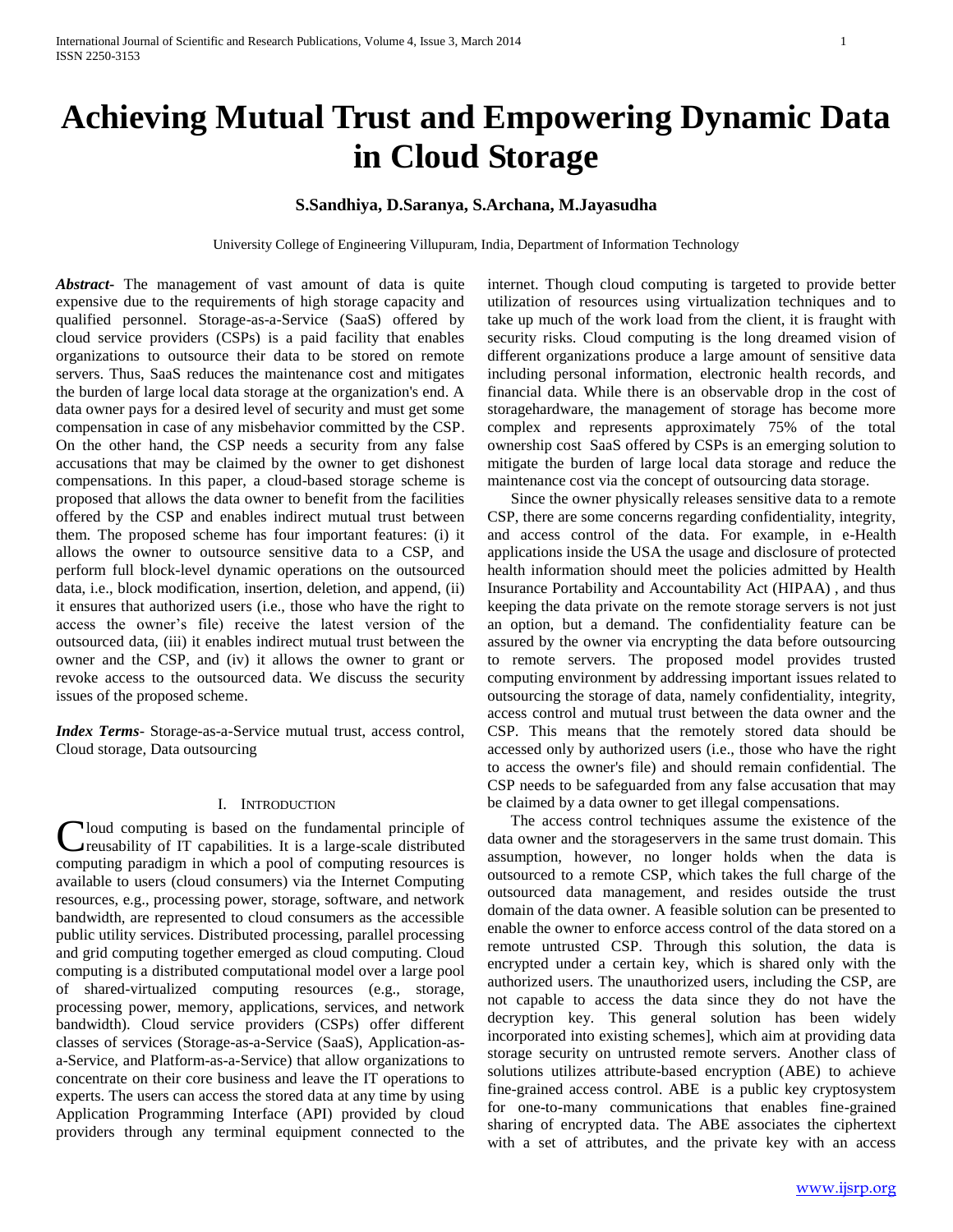# Achieving Mutual Trust and Empowering Dynamic Data in Cloud Storage

**S.Sandhiya, D.Saranya, S.Archana, M.Jayasudha**

University College of Engineering Villupuram, India, Department of Information Technology

***Abstract*-** The management of vast amount of data is quite expensive due to the requirements of high storage capacity and qualified personnel. Storage-as-a-Service (SaaS) offered by cloud service providers (CSPs) is a paid facility that enables organizations to outsource their data to be stored on remote servers. Thus, SaaS reduces the maintenance cost and mitigates the burden of large local data storage at the organization's end. A data owner pays for a desired level of security and must get some compensation in case of any misbehavior committed by the CSP. On the other hand, the CSP needs a security from any false accusations that may be claimed by the owner to get dishonest compensations. In this paper, a cloud-based storage scheme is proposed that allows the data owner to benefit from the facilities offered by the CSP and enables indirect mutual trust between them. The proposed scheme has four important features: (i) it allows the owner to outsource sensitive data to a CSP, and perform full block-level dynamic operations on the outsourced data, i.e., block modification, insertion, deletion, and append, (ii) it ensures that authorized users (i.e., those who have the right to access the owner's file) receive the latest version of the outsourced data, (iii) it enables indirect mutual trust between the owner and the CSP, and (iv) it allows the owner to grant or revoke access to the outsourced data. We discuss the security issues of the proposed scheme.

***Index Terms*-** Storage-as-a-Service mutual trust, access control, Cloud storage, Data outsourcing

## I. Introduction

Cloud computing is based on the fundamental principle of reusability of IT capabilities. It is a large-scale distributed computing paradigm in which a pool of computing resources is available to users (cloud consumers) via the Internet Computing resources, e.g., processing power, storage, software, and network bandwidth, are represented to cloud consumers as the accessible public utility services. Distributed processing, parallel processing and grid computing together emerged as cloud computing. Cloud computing is a distributed computational model over a large pool of shared-virtualized computing resources (e.g., storage, processing power, memory, applications, services, and network bandwidth). Cloud service providers (CSPs) offer different classes of services (Storage-as-a-Service (SaaS), Application-as-a-Service, and Platform-as-a-Service) that allow organizations to concentrate on their core business and leave the IT operations to experts. The users can access the stored data at any time by using Application Programming Interface (API) provided by cloud providers through any terminal equipment connected to the internet. Though cloud computing is targeted to provide better utilization of resources using virtualization techniques and to take up much of the work load from the client, it is fraught with security risks. Cloud computing is the long dreamed vision of different organizations produce a large amount of sensitive data including personal information, electronic health records, and financial data. While there is an observable drop in the cost of storagehardware, the management of storage has become more complex and represents approximately 75% of the total ownership cost SaaS offered by CSPs is an emerging solution to mitigate the burden of large local data storage and reduce the maintenance cost via the concept of outsourcing data storage.

Since the owner physically releases sensitive data to a remote CSP, there are some concerns regarding confidentiality, integrity, and access control of the data. For example, in e-Health applications inside the USA the usage and disclosure of protected health information should meet the policies admitted by Health Insurance Portability and Accountability Act (HIPAA) , and thus keeping the data private on the remote storage servers is not just an option, but a demand. The confidentiality feature can be assured by the owner via encrypting the data before outsourcing to remote servers. The proposed model provides trusted computing environment by addressing important issues related to outsourcing the storage of data, namely confidentiality, integrity, access control and mutual trust between the data owner and the CSP. This means that the remotely stored data should be accessed only by authorized users (i.e., those who have the right to access the owner's file) and should remain confidential. The CSP needs to be safeguarded from any false accusation that may be claimed by a data owner to get illegal compensations.

The access control techniques assume the existence of the data owner and the storageservers in the same trust domain. This assumption, however, no longer holds when the data is outsourced to a remote CSP, which takes the full charge of the outsourced data management, and resides outside the trust domain of the data owner. A feasible solution can be presented to enable the owner to enforce access control of the data stored on a remote untrusted CSP. Through this solution, the data is encrypted under a certain key, which is shared only with the authorized users. The unauthorized users, including the CSP, are not capable to access the data since they do not have the decryption key. This general solution has been widely incorporated into existing schemes], which aim at providing data storage security on untrusted remote servers. Another class of solutions utilizes attribute-based encryption (ABE) to achieve fine-grained access control. ABE is a public key cryptosystem for one-to-many communications that enables fine-grained sharing of encrypted data. The ABE associates the ciphertext with a set of attributes, and the private key with an access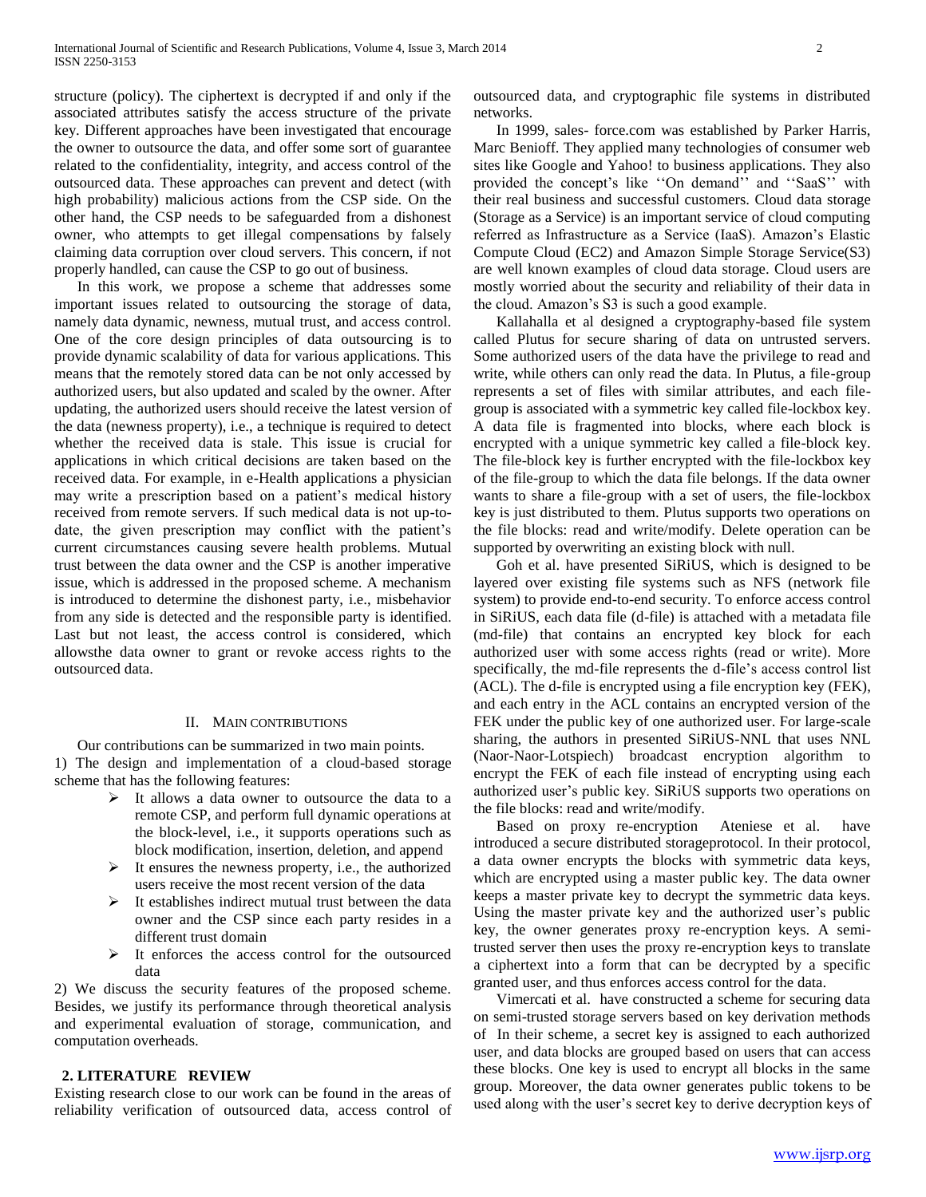structure (policy). The ciphertext is decrypted if and only if the associated attributes satisfy the access structure of the private key. Different approaches have been investigated that encourage the owner to outsource the data, and offer some sort of guarantee related to the confidentiality, integrity, and access control of the outsourced data. These approaches can prevent and detect (with high probability) malicious actions from the CSP side. On the other hand, the CSP needs to be safeguarded from a dishonest owner, who attempts to get illegal compensations by falsely claiming data corruption over cloud servers. This concern, if not properly handled, can cause the CSP to go out of business.

In this work, we propose a scheme that addresses some important issues related to outsourcing the storage of data, namely data dynamic, newness, mutual trust, and access control. One of the core design principles of data outsourcing is to provide dynamic scalability of data for various applications. This means that the remotely stored data can be not only accessed by authorized users, but also updated and scaled by the owner. After updating, the authorized users should receive the latest version of the data (newness property), i.e., a technique is required to detect whether the received data is stale. This issue is crucial for applications in which critical decisions are taken based on the received data. For example, in e-Health applications a physician may write a prescription based on a patient's medical history received from remote servers. If such medical data is not up-to-date, the given prescription may conflict with the patient's current circumstances causing severe health problems. Mutual trust between the data owner and the CSP is another imperative issue, which is addressed in the proposed scheme. A mechanism is introduced to determine the dishonest party, i.e., misbehavior from any side is detected and the responsible party is identified. Last but not least, the access control is considered, which allowsthe data owner to grant or revoke access rights to the outsourced data.

## II. MAIN CONTRIBUTIONS

Our contributions can be summarized in two main points.

1) The design and implementation of a cloud-based storage scheme that has the following features:

- It allows a data owner to outsource the data to a remote CSP, and perform full dynamic operations at the block-level, i.e., it supports operations such as block modification, insertion, deletion, and append
- It ensures the newness property, i.e., the authorized users receive the most recent version of the data
- It establishes indirect mutual trust between the data owner and the CSP since each party resides in a different trust domain
- It enforces the access control for the outsourced data

2) We discuss the security features of the proposed scheme. Besides, we justify its performance through theoretical analysis and experimental evaluation of storage, communication, and computation overheads.

## 2. LITERATURE REVIEW

Existing research close to our work can be found in the areas of reliability verification of outsourced data, access control of outsourced data, and cryptographic file systems in distributed networks.

In 1999, sales- force.com was established by Parker Harris, Marc Benioff. They applied many technologies of consumer web sites like Google and Yahoo! to business applications. They also provided the concept's like ''On demand'' and ''SaaS'' with their real business and successful customers. Cloud data storage (Storage as a Service) is an important service of cloud computing referred as Infrastructure as a Service (IaaS). Amazon's Elastic Compute Cloud (EC2) and Amazon Simple Storage Service(S3) are well known examples of cloud data storage. Cloud users are mostly worried about the security and reliability of their data in the cloud. Amazon's S3 is such a good example.

Kallahalla et al designed a cryptography-based file system called Plutus for secure sharing of data on untrusted servers. Some authorized users of the data have the privilege to read and write, while others can only read the data. In Plutus, a file-group represents a set of files with similar attributes, and each file-group is associated with a symmetric key called file-lockbox key. A data file is fragmented into blocks, where each block is encrypted with a unique symmetric key called a file-block key. The file-block key is further encrypted with the file-lockbox key of the file-group to which the data file belongs. If the data owner wants to share a file-group with a set of users, the file-lockbox key is just distributed to them. Plutus supports two operations on the file blocks: read and write/modify. Delete operation can be supported by overwriting an existing block with null.

Goh et al. have presented SiRiUS, which is designed to be layered over existing file systems such as NFS (network file system) to provide end-to-end security. To enforce access control in SiRiUS, each data file (d-file) is attached with a metadata file (md-file) that contains an encrypted key block for each authorized user with some access rights (read or write). More specifically, the md-file represents the d-file's access control list (ACL). The d-file is encrypted using a file encryption key (FEK), and each entry in the ACL contains an encrypted version of the FEK under the public key of one authorized user. For large-scale sharing, the authors in presented SiRiUS-NNL that uses NNL (Naor-Naor-Lotspiech) broadcast encryption algorithm to encrypt the FEK of each file instead of encrypting using each authorized user's public key. SiRiUS supports two operations on the file blocks: read and write/modify.

Based on proxy re-encryption Ateniese et al. have introduced a secure distributed storageprotocol. In their protocol, a data owner encrypts the blocks with symmetric data keys, which are encrypted using a master public key. The data owner keeps a master private key to decrypt the symmetric data keys. Using the master private key and the authorized user's public key, the owner generates proxy re-encryption keys. A semi-trusted server then uses the proxy re-encryption keys to translate a ciphertext into a form that can be decrypted by a specific granted user, and thus enforces access control for the data.

Vimercati et al. have constructed a scheme for securing data on semi-trusted storage servers based on key derivation methods of In their scheme, a secret key is assigned to each authorized user, and data blocks are grouped based on users that can access these blocks. One key is used to encrypt all blocks in the same group. Moreover, the data owner generates public tokens to be used along with the user's secret key to derive decryption keys of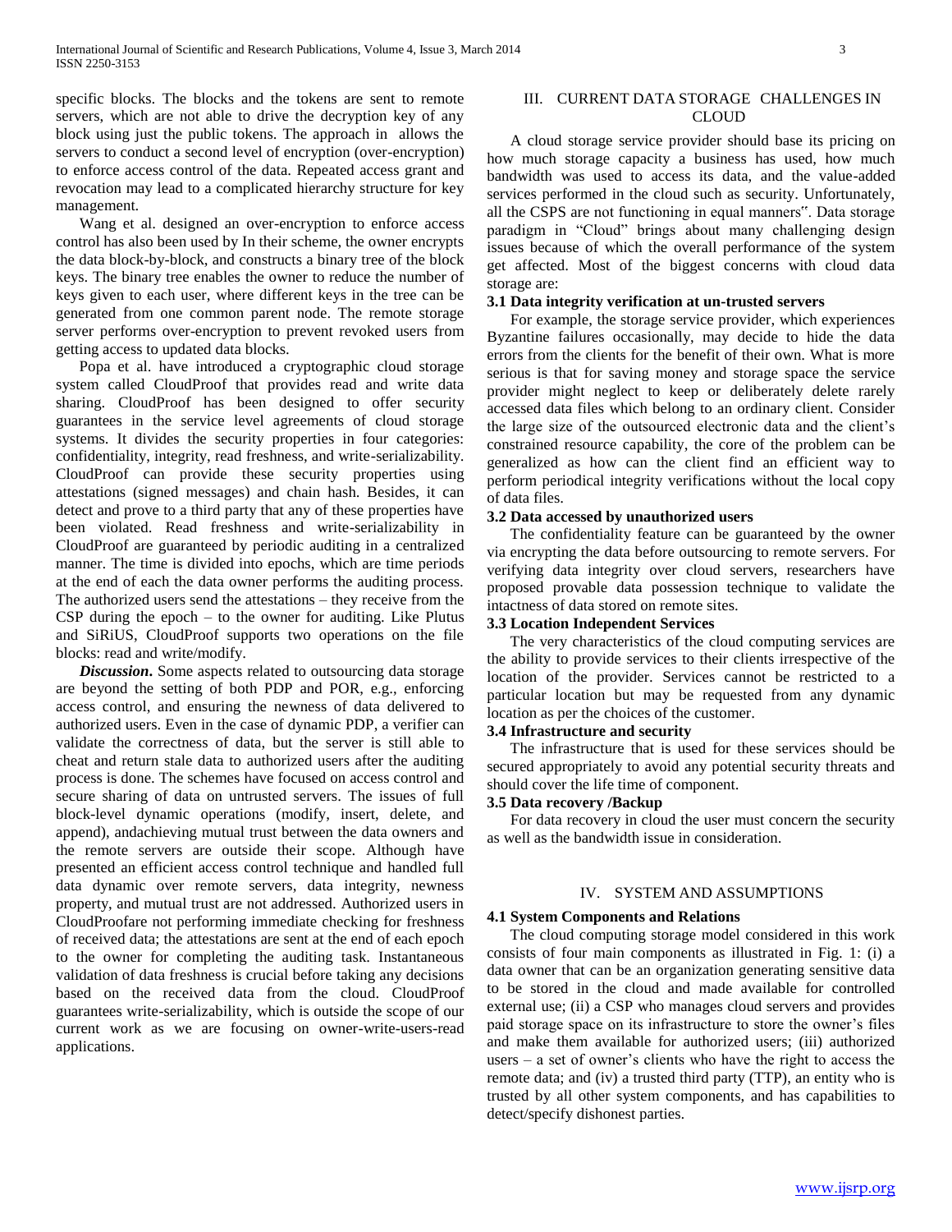specific blocks. The blocks and the tokens are sent to remote servers, which are not able to drive the decryption key of any block using just the public tokens. The approach in allows the servers to conduct a second level of encryption (over-encryption) to enforce access control of the data. Repeated access grant and revocation may lead to a complicated hierarchy structure for key management.

Wang et al. designed an over-encryption to enforce access control has also been used by In their scheme, the owner encrypts the data block-by-block, and constructs a binary tree of the block keys. The binary tree enables the owner to reduce the number of keys given to each user, where different keys in the tree can be generated from one common parent node. The remote storage server performs over-encryption to prevent revoked users from getting access to updated data blocks.

Popa et al. have introduced a cryptographic cloud storage system called CloudProof that provides read and write data sharing. CloudProof has been designed to offer security guarantees in the service level agreements of cloud storage systems. It divides the security properties in four categories: confidentiality, integrity, read freshness, and write-serializability. CloudProof can provide these security properties using attestations (signed messages) and chain hash. Besides, it can detect and prove to a third party that any of these properties have been violated. Read freshness and write-serializability in CloudProof are guaranteed by periodic auditing in a centralized manner. The time is divided into epochs, which are time periods at the end of each the data owner performs the auditing process. The authorized users send the attestations – they receive from the CSP during the epoch – to the owner for auditing. Like Plutus and SiRiUS, CloudProof supports two operations on the file blocks: read and write/modify.

***Discussion.*** Some aspects related to outsourcing data storage are beyond the setting of both PDP and POR, e.g., enforcing access control, and ensuring the newness of data delivered to authorized users. Even in the case of dynamic PDP, a verifier can validate the correctness of data, but the server is still able to cheat and return stale data to authorized users after the auditing process is done. The schemes have focused on access control and secure sharing of data on untrusted servers. The issues of full block-level dynamic operations (modify, insert, delete, and append), andachieving mutual trust between the data owners and the remote servers are outside their scope. Although have presented an efficient access control technique and handled full data dynamic over remote servers, data integrity, newness property, and mutual trust are not addressed. Authorized users in CloudProofare not performing immediate checking for freshness of received data; the attestations are sent at the end of each epoch to the owner for completing the auditing task. Instantaneous validation of data freshness is crucial before taking any decisions based on the received data from the cloud. CloudProof guarantees write-serializability, which is outside the scope of our current work as we are focusing on owner-write-users-read applications.

## III. CURRENT DATA STORAGE CHALLENGES IN CLOUD

A cloud storage service provider should base its pricing on how much storage capacity a business has used, how much bandwidth was used to access its data, and the value-added services performed in the cloud such as security. Unfortunately, all the CSPS are not functioning in equal manners‟. Data storage paradigm in "Cloud" brings about many challenging design issues because of which the overall performance of the system get affected. Most of the biggest concerns with cloud data storage are:

### 3.1 Data integrity verification at un-trusted servers

For example, the storage service provider, which experiences Byzantine failures occasionally, may decide to hide the data errors from the clients for the benefit of their own. What is more serious is that for saving money and storage space the service provider might neglect to keep or deliberately delete rarely accessed data files which belong to an ordinary client. Consider the large size of the outsourced electronic data and the client's constrained resource capability, the core of the problem can be generalized as how can the client find an efficient way to perform periodical integrity verifications without the local copy of data files.

### 3.2 Data accessed by unauthorized users

The confidentiality feature can be guaranteed by the owner via encrypting the data before outsourcing to remote servers. For verifying data integrity over cloud servers, researchers have proposed provable data possession technique to validate the intactness of data stored on remote sites.

### 3.3 Location Independent Services

The very characteristics of the cloud computing services are the ability to provide services to their clients irrespective of the location of the provider. Services cannot be restricted to a particular location but may be requested from any dynamic location as per the choices of the customer.

### 3.4 Infrastructure and security

The infrastructure that is used for these services should be secured appropriately to avoid any potential security threats and should cover the life time of component.

### 3.5 Data recovery /Backup

For data recovery in cloud the user must concern the security as well as the bandwidth issue in consideration.

## IV. SYSTEM AND ASSUMPTIONS

### 4.1 System Components and Relations

The cloud computing storage model considered in this work consists of four main components as illustrated in Fig. 1: (i) a data owner that can be an organization generating sensitive data to be stored in the cloud and made available for controlled external use; (ii) a CSP who manages cloud servers and provides paid storage space on its infrastructure to store the owner's files and make them available for authorized users; (iii) authorized users – a set of owner's clients who have the right to access the remote data; and (iv) a trusted third party (TTP), an entity who is trusted by all other system components, and has capabilities to detect/specify dishonest parties.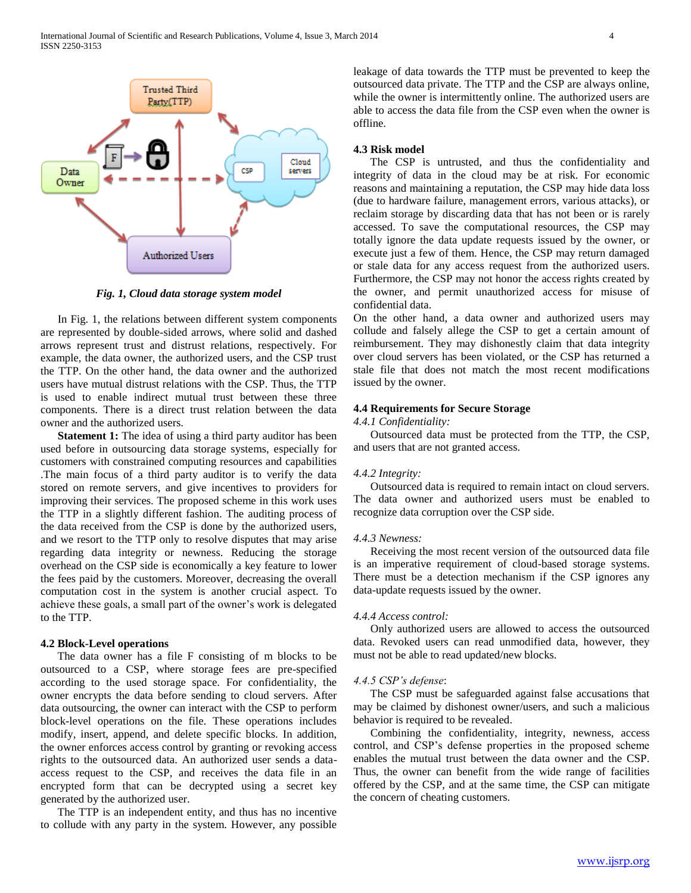Trusted Third Party(TTP)

F

Data Owner

CSP

Cloud servers

Authorized Users

*Fig. 1, Cloud data storage system model*

In Fig. 1, the relations between different system components are represented by double-sided arrows, where solid and dashed arrows represent trust and distrust relations, respectively. For example, the data owner, the authorized users, and the CSP trust the TTP. On the other hand, the data owner and the authorized users have mutual distrust relations with the CSP. Thus, the TTP is used to enable indirect mutual trust between these three components. There is a direct trust relation between the data owner and the authorized users.

**Statement 1:** The idea of using a third party auditor has been used before in outsourcing data storage systems, especially for customers with constrained computing resources and capabilities .The main focus of a third party auditor is to verify the data stored on remote servers, and give incentives to providers for improving their services. The proposed scheme in this work uses the TTP in a slightly different fashion. The auditing process of the data received from the CSP is done by the authorized users, and we resort to the TTP only to resolve disputes that may arise regarding data integrity or newness. Reducing the storage overhead on the CSP side is economically a key feature to lower the fees paid by the customers. Moreover, decreasing the overall computation cost in the system is another crucial aspect. To achieve these goals, a small part of the owner's work is delegated to the TTP.

### 4.2 Block-Level operations

The data owner has a file F consisting of m blocks to be outsourced to a CSP, where storage fees are pre-specified according to the used storage space. For confidentiality, the owner encrypts the data before sending to cloud servers. After data outsourcing, the owner can interact with the CSP to perform block-level operations on the file. These operations includes modify, insert, append, and delete specific blocks. In addition, the owner enforces access control by granting or revoking access rights to the outsourced data. An authorized user sends a data-access request to the CSP, and receives the data file in an encrypted form that can be decrypted using a secret key generated by the authorized user.

The TTP is an independent entity, and thus has no incentive to collude with any party in the system. However, any possible leakage of data towards the TTP must be prevented to keep the outsourced data private. The TTP and the CSP are always online, while the owner is intermittently online. The authorized users are able to access the data file from the CSP even when the owner is offline.

### 4.3 Risk model

The CSP is untrusted, and thus the confidentiality and integrity of data in the cloud may be at risk. For economic reasons and maintaining a reputation, the CSP may hide data loss (due to hardware failure, management errors, various attacks), or reclaim storage by discarding data that has not been or is rarely accessed. To save the computational resources, the CSP may totally ignore the data update requests issued by the owner, or execute just a few of them. Hence, the CSP may return damaged or stale data for any access request from the authorized users. Furthermore, the CSP may not honor the access rights created by the owner, and permit unauthorized access for misuse of confidential data.

On the other hand, a data owner and authorized users may collude and falsely allege the CSP to get a certain amount of reimbursement. They may dishonestly claim that data integrity over cloud servers has been violated, or the CSP has returned a stale file that does not match the most recent modifications issued by the owner.

### 4.4 Requirements for Secure Storage

*4.4.1 Confidentiality:*

Outsourced data must be protected from the TTP, the CSP, and users that are not granted access.

*4.4.2 Integrity:*

Outsourced data is required to remain intact on cloud servers. The data owner and authorized users must be enabled to recognize data corruption over the CSP side.

*4.4.3 Newness:*

Receiving the most recent version of the outsourced data file is an imperative requirement of cloud-based storage systems. There must be a detection mechanism if the CSP ignores any data-update requests issued by the owner.

*4.4.4 Access control:*

Only authorized users are allowed to access the outsourced data. Revoked users can read unmodified data, however, they must not be able to read updated/new blocks.

*4.4.5 CSP's defense*:

The CSP must be safeguarded against false accusations that may be claimed by dishonest owner/users, and such a malicious behavior is required to be revealed.

Combining the confidentiality, integrity, newness, access control, and CSP's defense properties in the proposed scheme enables the mutual trust between the data owner and the CSP. Thus, the owner can benefit from the wide range of facilities offered by the CSP, and at the same time, the CSP can mitigate the concern of cheating customers.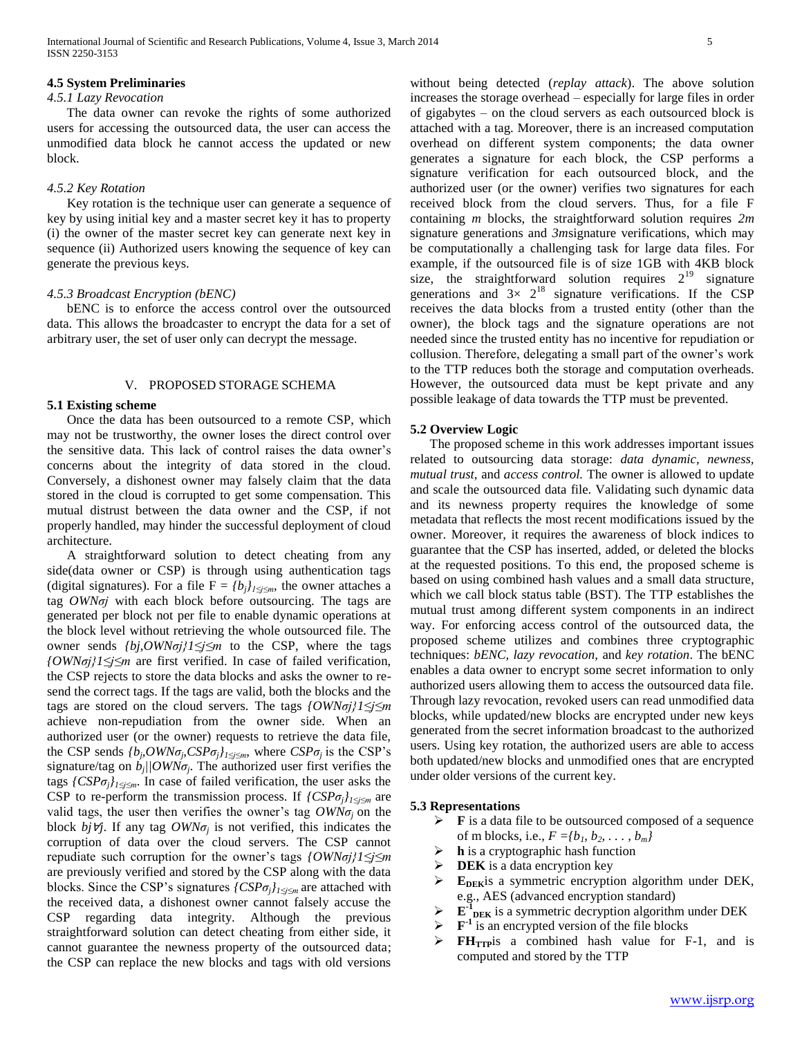### 4.5 System Preliminaries

#### 4.5.1 Lazy Revocation

The data owner can revoke the rights of some authorized users for accessing the outsourced data, the user can access the unmodified data block he cannot access the updated or new block.

#### 4.5.2 Key Rotation

Key rotation is the technique user can generate a sequence of key by using initial key and a master secret key it has to property (i) the owner of the master secret key can generate next key in sequence (ii) Authorized users knowing the sequence of key can generate the previous keys.

#### 4.5.3 Broadcast Encryption (bENC)

bENC is to enforce the access control over the outsourced data. This allows the broadcaster to encrypt the data for a set of arbitrary user, the set of user only can decrypt the message.

## V. PROPOSED STORAGE SCHEMA

### 5.1 Existing scheme

Once the data has been outsourced to a remote CSP, which may not be trustworthy, the owner loses the direct control over the sensitive data. This lack of control raises the data owner's concerns about the integrity of data stored in the cloud. Conversely, a dishonest owner may falsely claim that the data stored in the cloud is corrupted to get some compensation. This mutual distrust between the data owner and the CSP, if not properly handled, may hinder the successful deployment of cloud architecture.

A straightforward solution to detect cheating from any side(data owner or CSP) is through using authentication tags (digital signatures). For a file $F = \{b_j\}_{1\leq j\leq m}$, the owner attaches a tag $OWN\sigma j$ with each block before outsourcing. The tags are generated per block not per file to enable dynamic operations at the block level without retrieving the whole outsourced file. The owner sends $\{bj,OWN\sigma j\}1\leq j\leq m$ to the CSP, where the tags $\{OWN\sigma j\}1\leq j\leq m$ are first verified. In case of failed verification, the CSP rejects to store the data blocks and asks the owner to re-send the correct tags. If the tags are valid, both the blocks and the tags are stored on the cloud servers. The tags $\{OWN\sigma j\}1\leq j\leq m$ achieve non-repudiation from the owner side. When an authorized user (or the owner) requests to retrieve the data file, the CSP sends $\{b_j,OWN\sigma_j,CSP\sigma_j\}_{1\leq j\leq m}$, where $CSP\sigma_j$ is the CSP's signature/tag on $b_j||OWN\sigma_j$. The authorized user first verifies the tags $\{CSP\sigma_j\}_{1\leq j\leq m}$. In case of failed verification, the user asks the CSP to re-perform the transmission process. If $\{CSP\sigma_j\}_{1\leq j\leq m}$ are valid tags, the user then verifies the owner's tag $OWN\sigma_j$ on the block $bj\forall j$. If any tag $OWN\sigma_j$ is not verified, this indicates the corruption of data over the cloud servers. The CSP cannot repudiate such corruption for the owner's tags $\{OWN\sigma j\}1\leq j\leq m$ are previously verified and stored by the CSP along with the data blocks. Since the CSP's signatures $\{CSP\sigma_j\}_{1\leq j\leq m}$ are attached with the received data, a dishonest owner cannot falsely accuse the CSP regarding data integrity. Although the previous straightforward solution can detect cheating from either side, it cannot guarantee the newness property of the outsourced data; the CSP can replace the new blocks and tags with old versions without being detected (*replay attack*). The above solution increases the storage overhead – especially for large files in order of gigabytes – on the cloud servers as each outsourced block is attached with a tag. Moreover, there is an increased computation overhead on different system components; the data owner generates a signature for each block, the CSP performs a signature verification for each outsourced block, and the authorized user (or the owner) verifies two signatures for each received block from the cloud servers. Thus, for a file F containing *m* blocks, the straightforward solution requires *2m* signature generations and *3m*signature verifications, which may be computationally a challenging task for large data files. For example, if the outsourced file is of size 1GB with 4KB block size, the straightforward solution requires $2^{19}$ signature generations and $3\times\ 2^{18}$ signature verifications. If the CSP receives the data blocks from a trusted entity (other than the owner), the block tags and the signature operations are not needed since the trusted entity has no incentive for repudiation or collusion. Therefore, delegating a small part of the owner's work to the TTP reduces both the storage and computation overheads. However, the outsourced data must be kept private and any possible leakage of data towards the TTP must be prevented.

### 5.2 Overview Logic

The proposed scheme in this work addresses important issues related to outsourcing data storage: *data dynamic, newness, mutual trust,* and *access control.* The owner is allowed to update and scale the outsourced data file. Validating such dynamic data and its newness property requires the knowledge of some metadata that reflects the most recent modifications issued by the owner. Moreover, it requires the awareness of block indices to guarantee that the CSP has inserted, added, or deleted the blocks at the requested positions. To this end, the proposed scheme is based on using combined hash values and a small data structure, which we call block status table (BST). The TTP establishes the mutual trust among different system components in an indirect way. For enforcing access control of the outsourced data, the proposed scheme utilizes and combines three cryptographic techniques: *bENC, lazy revocation,* and *key rotation*. The bENC enables a data owner to encrypt some secret information to only authorized users allowing them to access the outsourced data file. Through lazy revocation, revoked users can read unmodified data blocks, while updated/new blocks are encrypted under new keys generated from the secret information broadcast to the authorized users. Using key rotation, the authorized users are able to access both updated/new blocks and unmodified ones that are encrypted under older versions of the current key.

### 5.3 Representations

- **F** is a data file to be outsourced composed of a sequence of m blocks, i.e., $F = \{b_1, b_2, \ldots, b_m\}$
- **h** is a cryptographic hash function
- **DEK** is a data encryption key
- $\mathbf{E_{DEK}}$is a symmetric encryption algorithm under DEK, e.g., AES (advanced encryption standard)
- $\mathbf{E^{-1}_{DEK}}$ is a symmetric decryption algorithm under DEK
- $\mathbf{F^{-1}}$ is an encrypted version of the file blocks
- $\mathbf{FH_{TTP}}$is a combined hash value for F-1, and is computed and stored by the TTP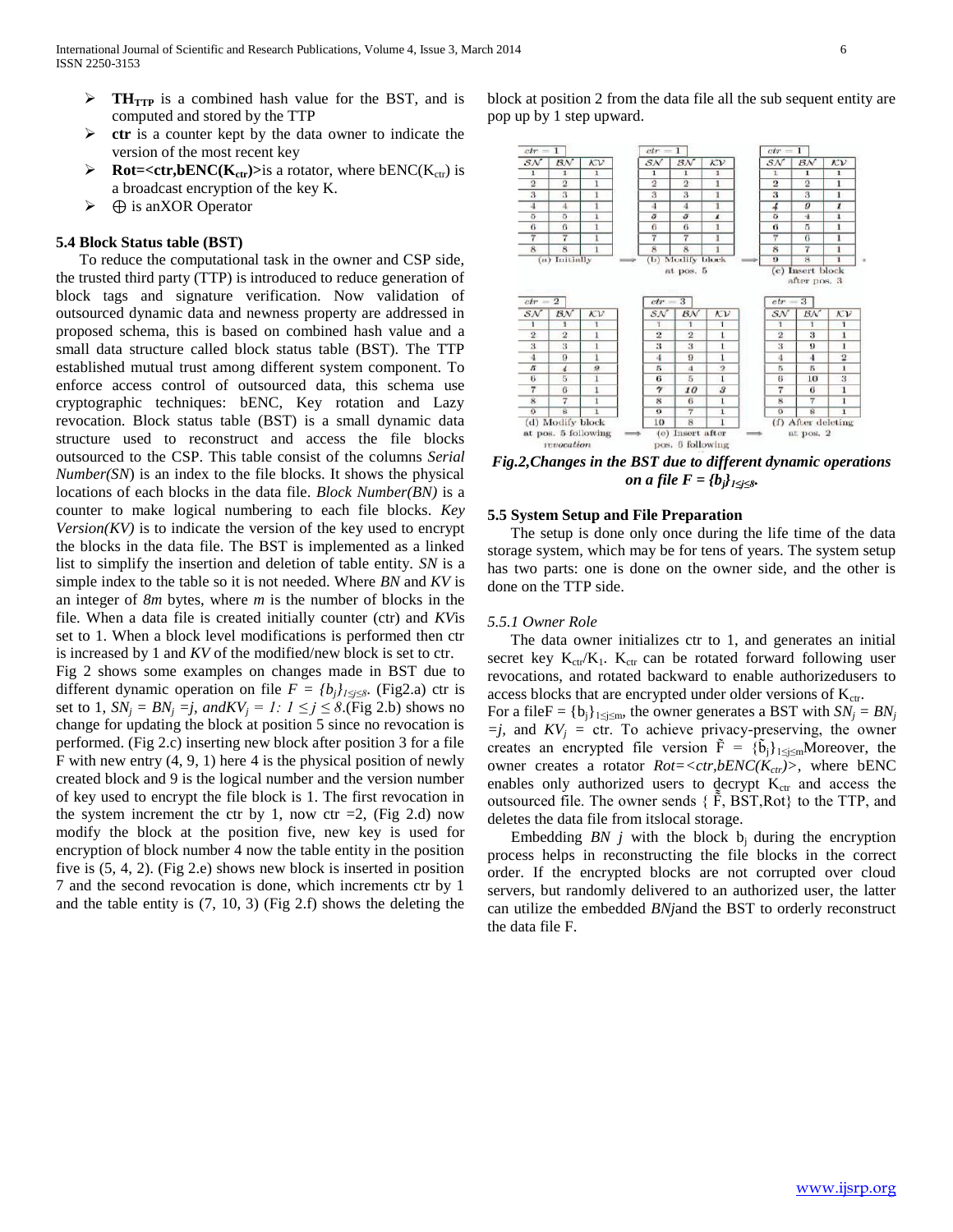- $TH_{TTP}$ is a combined hash value for the BST, and is computed and stored by the TTP
- **ctr** is a counter kept by the data owner to indicate the version of the most recent key
- **Rot=<ctr,bENC($K_{ctr}$)>** is a rotator, where bENC($K_{ctr}$) is a broadcast encryption of the key K.
- $\oplus$ is anXOR Operator

### 5.4 Block Status table (BST)

To reduce the computational task in the owner and CSP side, the trusted third party (TTP) is introduced to reduce generation of block tags and signature verification. Now validation of outsourced dynamic data and newness property are addressed in proposed schema, this is based on combined hash value and a small data structure called block status table (BST). The TTP established mutual trust among different system component. To enforce access control of outsourced data, this schema use cryptographic techniques: bENC, Key rotation and Lazy revocation. Block status table (BST) is a small dynamic data structure used to reconstruct and access the file blocks outsourced to the CSP. This table consist of the columns *Serial Number(SN)* is an index to the file blocks. It shows the physical locations of each blocks in the data file. *Block Number(BN)* is a counter to make logical numbering to each file blocks. *Key Version(KV)* is to indicate the version of the key used to encrypt the blocks in the data file. The BST is implemented as a linked list to simplify the insertion and deletion of table entity. *SN* is a simple index to the table so it is not needed. Where *BN* and *KV* is an integer of *8m* bytes, where *m* is the number of blocks in the file. When a data file is created initially counter (ctr) and *KV*is set to 1. When a block level modifications is performed then ctr is increased by 1 and *KV* of the modified/new block is set to ctr.

Fig 2 shows some examples on changes made in BST due to different dynamic operation on file $F = \{b_j\}_{1\leq j\leq 8}$. (Fig2.a) ctr is set to 1, $SN_j = BN_j = j$, and$KV_j = 1$: $1 \leq j \leq 8$.(Fig 2.b) shows no change for updating the block at position 5 since no revocation is performed. (Fig 2.c) inserting new block after position 3 for a file F with new entry (4, 9, 1) here 4 is the physical position of newly created block and 9 is the logical number and the version number of key used to encrypt the file block is 1. The first revocation in the system increment the ctr by 1, now ctr =2, (Fig 2.d) now modify the block at the position five, new key is used for encryption of block number 4 now the table entity in the position five is (5, 4, 2). (Fig 2.e) shows new block is inserted in position 7 and the second revocation is done, which increments ctr by 1 and the table entity is (7, 10, 3) (Fig 2.f) shows the deleting the block at position 2 from the data file all the sub sequent entity are pop up by 1 step upward.

(a) Initially — ctr = 1

| SN | BN | KV |
|---|---|---|
| 1 | 1 | 1 |
| 2 | 2 | 1 |
| 3 | 3 | 1 |
| 4 | 4 | 1 |
| 5 | 5 | 1 |
| 6 | 6 | 1 |
| 7 | 7 | 1 |
| 8 | 8 | 1 |

(b) Modify block at pos. 5 — ctr = 1

| SN | BN | KV |
|---|---|---|
| 1 | 1 | 1 |
| 2 | 2 | 1 |
| 3 | 3 | 1 |
| 4 | 4 | 1 |
| 5 | 5 | 1 |
| 6 | 6 | 1 |
| 7 | 7 | 1 |
| 8 | 8 | 1 |

(c) Insert block after pos. 3 — ctr = 1

| SN | BN | KV |
|---|---|---|
| 1 | 1 | 1 |
| 2 | 2 | 1 |
| 3 | 3 | 1 |
| 4 | 9 | 1 |
| 5 | 4 | 1 |
| 6 | 5 | 1 |
| 7 | 6 | 1 |
| 8 | 7 | 1 |
| 9 | 8 | 1 |

(d) Modify block at pos. 5 following revocation — ctr = 2

| SN | BN | KV |
|---|---|---|
| 1 | 1 | 1 |
| 2 | 2 | 1 |
| 3 | 3 | 1 |
| 4 | 9 | 1 |
| 5 | 4 | 2 |
| 6 | 5 | 1 |
| 7 | 6 | 1 |
| 8 | 7 | 1 |
| 9 | 8 | 1 |

(e) Insert after pos. 6 following revocation — ctr = 3

| SN | BN | KV |
|---|---|---|
| 1 | 1 | 1 |
| 2 | 2 | 1 |
| 3 | 3 | 1 |
| 4 | 9 | 1 |
| 5 | 4 | 2 |
| 6 | 5 | 1 |
| 7 | 10 | 3 |
| 8 | 6 | 1 |
| 9 | 7 | 1 |
| 10 | 8 | 1 |

(f) After deleting at pos. 2 — ctr = 3

| SN | BN | KV |
|---|---|---|
| 1 | 1 | 1 |
| 2 | 3 | 1 |
| 3 | 9 | 1 |
| 4 | 4 | 2 |
| 5 | 5 | 1 |
| 6 | 10 | 3 |
| 7 | 6 | 1 |
| 8 | 7 | 1 |
| 9 | 8 | 1 |

***Fig.2,Changes in the BST due to different dynamic operations on a file $F = \{b_j\}_{1\leq j\leq 8}$.***

### 5.5 System Setup and File Preparation

The setup is done only once during the life time of the data storage system, which may be for tens of years. The system setup has two parts: one is done on the owner side, and the other is done on the TTP side.

*5.5.1 Owner Role*

The data owner initializes ctr to 1, and generates an initial secret key $K_{ctr}/K_1$. $K_{ctr}$ can be rotated forward following user revocations, and rotated backward to enable authorizedusers to access blocks that are encrypted under older versions of $K_{ctr}$.

For a file$F = \{b_j\}_{1\leq j\leq m}$, the owner generates a BST with $SN_j = BN_j = j$, and $KV_j$ = ctr. To achieve privacy-preserving, the owner creates an encrypted file version $\tilde{F} = \{\tilde{b}_j\}_{1\leq j\leq m}$Moreover, the owner creates a rotator *Rot=<ctr,bENC($K_{ctr}$)>*, where bENC enables only authorized users to decrypt $K_{ctr}$ and access the outsourced file. The owner sends { $\tilde{F}$, BST,Rot} to the TTP, and deletes the data file from itslocal storage.

Embedding *BN j* with the block $b_j$ during the encryption process helps in reconstructing the file blocks in the correct order. If the encrypted blocks are not corrupted over cloud servers, but randomly delivered to an authorized user, the latter can utilize the embedded *BNj*and the BST to orderly reconstruct the data file F.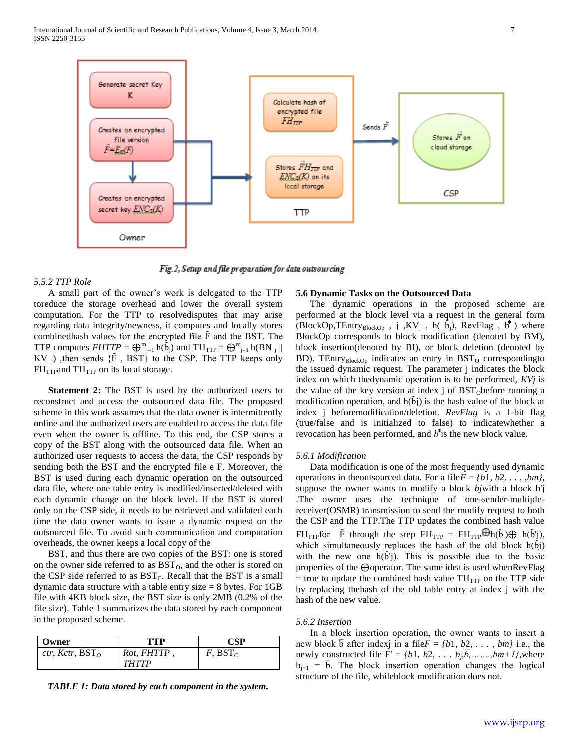Generate secret Key K

Creates an encrypted file version $\tilde{F}=E_K(F)$

Creates an encrypted secret key $ENC_S(K)$

Owner

Calculate hash of encrypted file $FH_{TTP}$

Stores $FH_{TTP}$ and $ENC_S(K)$ on its local storage

TTP

Sends $\tilde{F}$

Stores $\tilde{F}$ on cloud storage

CSP

*Fig.2, Setup and file preparation for data outsourcing*

*5.5.2 TTP Role*

A small part of the owner's work is delegated to the TTP toreduce the storage overhead and lower the overall system computation. For the TTP to resolvedisputes that may arise regarding data integrity/newness, it computes and locally stores combinedhash values for the encrypted file $\tilde{F}$ and the BST. The TTP computes $FHTTP = \bigoplus^{m}_{j=1} h(\tilde{b}_j)$ and $TH_{TTP} = \bigoplus^{m}_{j=1} h(BN_j \| KV_j)$ ,then sends $\{\tilde{F}$ , BST$\}$ to the CSP. The TTP keeps only $FH_{TTP}$and $TH_{TTP}$ on its local storage.

**Statement 2:** The BST is used by the authorized users to reconstruct and access the outsourced data file. The proposed scheme in this work assumes that the data owner is intermittently online and the authorized users are enabled to access the data file even when the owner is offline. To this end, the CSP stores a copy of the BST along with the outsourced data file. When an authorized user requests to access the data, the CSP responds by sending both the BST and the encrypted file e F. Moreover, the BST is used during each dynamic operation on the outsourced data file, where one table entry is modified/inserted/deleted with each dynamic change on the block level. If the BST is stored only on the CSP side, it needs to be retrieved and validated each time the data owner wants to issue a dynamic request on the outsourced file. To avoid such communication and computation overheads, the owner keeps a local copy of the

BST, and thus there are two copies of the BST: one is stored on the owner side referred to as $BST_O$, and the other is stored on the CSP side referred to as $BST_C$. Recall that the BST is a small dynamic data structure with a table entry size = 8 bytes. For 1GB file with 4KB block size, the BST size is only 2MB (0.2% of the file size). Table 1 summarizes the data stored by each component in the proposed scheme.

| Owner | TTP | CSP |
|---|---|---|
| *ctr*, *Kctr*, $BST_O$ | *Rot*, *FHTTP* , *THTTP* | *F*, $BST_C$ |

***TABLE 1: Data stored by each component in the system.***

**5.6 Dynamic Tasks on the Outsourced Data**

The dynamic operations in the proposed scheme are performed at the block level via a request in the general form ($BlockOp$,$TEntry_{BlockOp}$ , j ,$KV_j$ , h( $\tilde{b}_j$), RevFlag , $b^*$ ) where BlockOp corresponds to block modification (denoted by BM), block insertion(denoted by BI), or block deletion (denoted by BD). $TEntry_{BlockOp}$ indicates an entry in $BST_O$ correspondingto the issued dynamic request. The parameter j indicates the block index on which thedynamic operation is to be performed, *KVj* is the value of the key version at index j of $BST_O$before running a modification operation, and h($\tilde{b}$j) is the hash value of the block at index j beforemodification/deletion. *RevFlag* is a 1-bit flag (true/false and is initialized to false) to indicatewhether a revocation has been performed, and $b^*$is the new block value.

*5.6.1 Modification*

Data modification is one of the most frequently used dynamic operations in theoutsourced data. For a file*F = {b1, b2, . . . ,bm}*, suppose the owner wants to modify a block *bj*with a block b'j .The owner uses the technique of one-sender-multiple-receiver(OSMR) transmission to send the modify request to both the CSP and the TTP.The TTP updates the combined hash value $FH_{TTP}$for $\tilde{F}$ through the step $FH_{TTP} = FH_{TTP} \oplus h(\tilde{b}_j) \oplus h(\tilde{b}'_j)$, which simultaneously replaces the hash of the old block h($\tilde{b}$j) with the new one h($\tilde{b}$'j). This is possible due to the basic properties of the $\oplus$operator. The same idea is used whenRevFlag = true to update the combined hash value $TH_{TTP}$ on the TTP side by replacing thehash of the old table entry at index j with the hash of the new value.

*5.6.2 Insertion*

In a block insertion operation, the owner wants to insert a new block $\bar{b}$ after indexj in a file*F = {b1, b2, . . . , bm}* i.e., the newly constructed file F' = *{b1, b2, . . . $b_j$,$\bar{b}$,……..,bm+1}*,where $b_{j+1} = \bar{b}$. The block insertion operation changes the logical structure of the file, whileblock modification does not.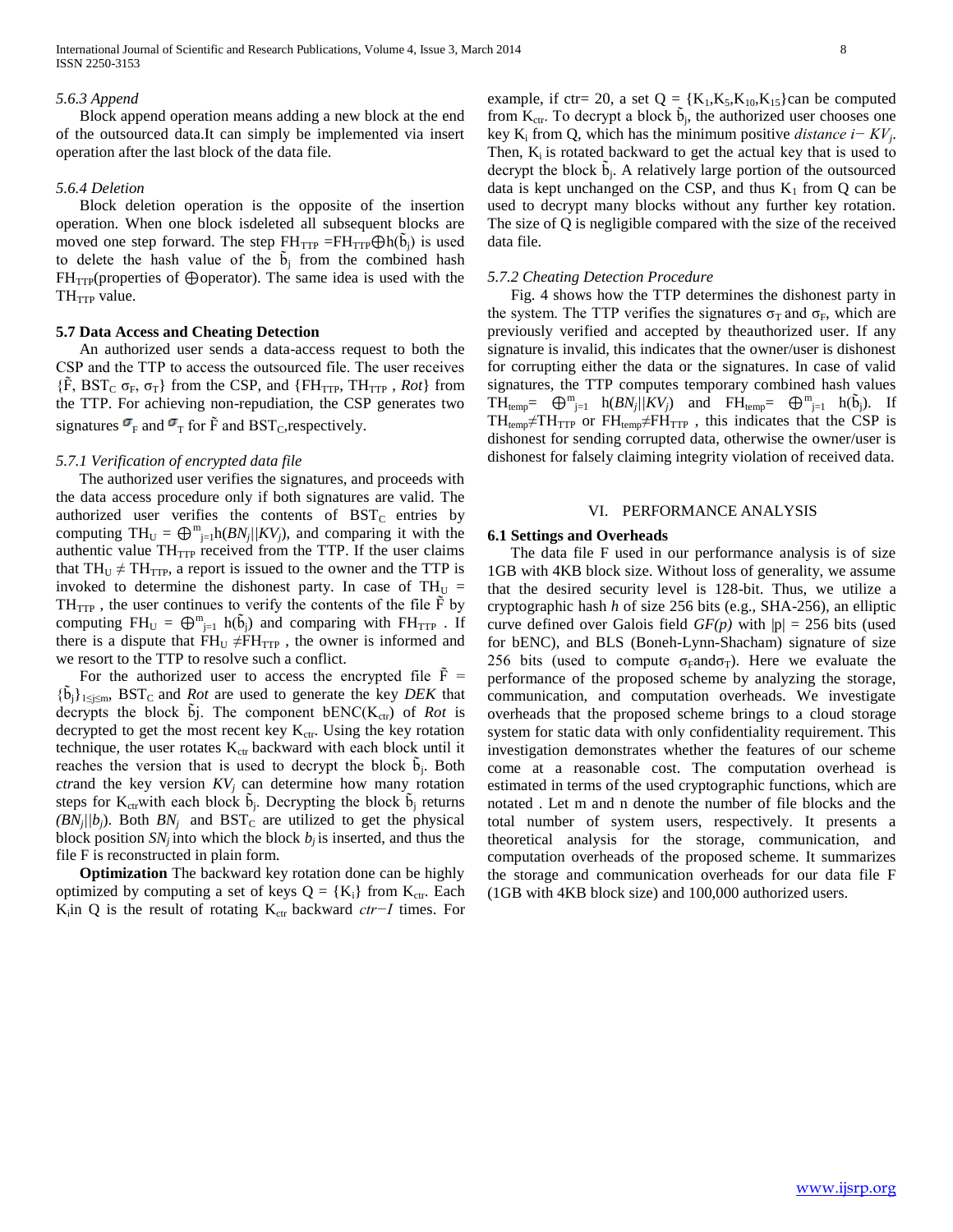#### 5.6.3 Append

Block append operation means adding a new block at the end of the outsourced data.It can simply be implemented via insert operation after the last block of the data file.

#### 5.6.4 Deletion

Block deletion operation is the opposite of the insertion operation. When one block isdeleted all subsequent blocks are moved one step forward. The step $FH_{TTP} = FH_{TTP} \oplus h(\tilde{b}_j)$ is used to delete the hash value of the $\tilde{b}_j$ from the combined hash $FH_{TTP}$(properties of $\oplus$operator). The same idea is used with the $TH_{TTP}$ value.

### 5.7 Data Access and Cheating Detection

An authorized user sends a data-access request to both the CSP and the TTP to access the outsourced file. The user receives $\{\tilde{F}, BST_C\ \sigma_F, \sigma_T\}$ from the CSP, and $\{FH_{TTP}, TH_{TTP}, Rot\}$ from the TTP. For achieving non-repudiation, the CSP generates two signatures $\sigma_F$ and $\sigma_T$ for $\tilde{F}$ and $BST_C$,respectively.

#### 5.7.1 Verification of encrypted data file

The authorized user verifies the signatures, and proceeds with the data access procedure only if both signatures are valid. The authorized user verifies the contents of $BST_C$ entries by computing $TH_U = \oplus^{m}_{j=1} h(BN_j||KV_j)$, and comparing it with the authentic value $TH_{TTP}$ received from the TTP. If the user claims that $TH_U \neq TH_{TTP}$, a report is issued to the owner and the TTP is invoked to determine the dishonest party. In case of $TH_U = TH_{TTP}$, the user continues to verify the contents of the file $\tilde{F}$ by computing $FH_U = \oplus^{m}_{j=1} h(\tilde{b}_j)$ and comparing with $FH_{TTP}$. If there is a dispute that $FH_U \neq FH_{TTP}$, the owner is informed and we resort to the TTP to resolve such a conflict.

For the authorized user to access the encrypted file $\tilde{F} = \{\tilde{b}_j\}_{1\leq j\leq m}$, $BST_C$ and *Rot* are used to generate the key *DEK* that decrypts the block $\tilde{b}$j. The component $bENC(K_{ctr})$ of *Rot* is decrypted to get the most recent key $K_{ctr}$. Using the key rotation technique, the user rotates $K_{ctr}$ backward with each block until it reaches the version that is used to decrypt the block $\tilde{b}_j$. Both *ctr*and the key version $KV_j$ can determine how many rotation steps for $K_{ctr}$with each block $\tilde{b}_j$. Decrypting the block $\tilde{b}_j$ returns $(BN_j||b_j)$. Both $BN_j$ and $BST_C$ are utilized to get the physical block position $SN_j$ into which the block $b_j$ is inserted, and thus the file F is reconstructed in plain form.

**Optimization** The backward key rotation done can be highly optimized by computing a set of keys $Q = \{K_i\}$ from $K_{ctr}$. Each $K_i$in Q is the result of rotating $K_{ctr}$ backward $ctr-I$ times. For example, if ctr= 20, a set $Q = \{K_1,K_5,K_{10},K_{15}\}$can be computed from $K_{ctr}$. To decrypt a block $\tilde{b}_j$, the authorized user chooses one key $K_i$ from Q, which has the minimum positive *distance* $i - KV_j$. Then, $K_i$ is rotated backward to get the actual key that is used to decrypt the block $\tilde{b}_j$. A relatively large portion of the outsourced data is kept unchanged on the CSP, and thus $K_1$ from Q can be used to decrypt many blocks without any further key rotation. The size of Q is negligible compared with the size of the received data file.

#### 5.7.2 Cheating Detection Procedure

Fig. 4 shows how the TTP determines the dishonest party in the system. The TTP verifies the signatures $\sigma_T$ and $\sigma_F$, which are previously verified and accepted by theauthorized user. If any signature is invalid, this indicates that the owner/user is dishonest for corrupting either the data or the signatures. In case of valid signatures, the TTP computes temporary combined hash values $TH_{temp} = \oplus^{m}_{j=1} h(BN_j||KV_j)$ and $FH_{temp} = \oplus^{m}_{j=1} h(\tilde{b}_j)$. If $TH_{temp} \neq TH_{TTP}$ or $FH_{temp} \neq FH_{TTP}$ , this indicates that the CSP is dishonest for sending corrupted data, otherwise the owner/user is dishonest for falsely claiming integrity violation of received data.

## VI. PERFORMANCE ANALYSIS

### 6.1 Settings and Overheads

The data file F used in our performance analysis is of size 1GB with 4KB block size. Without loss of generality, we assume that the desired security level is 128-bit. Thus, we utilize a cryptographic hash *h* of size 256 bits (e.g., SHA-256), an elliptic curve defined over Galois field *GF(p)* with $|p| = 256$ bits (used for bENC), and BLS (Boneh-Lynn-Shacham) signature of size 256 bits (used to compute $\sigma_F$and$\sigma_T$). Here we evaluate the performance of the proposed scheme by analyzing the storage, communication, and computation overheads. We investigate overheads that the proposed scheme brings to a cloud storage system for static data with only confidentiality requirement. This investigation demonstrates whether the features of our scheme come at a reasonable cost. The computation overhead is estimated in terms of the used cryptographic functions, which are notated . Let m and n denote the number of file blocks and the total number of system users, respectively. It presents a theoretical analysis for the storage, communication, and computation overheads of the proposed scheme. It summarizes the storage and communication overheads for our data file F (1GB with 4KB block size) and 100,000 authorized users.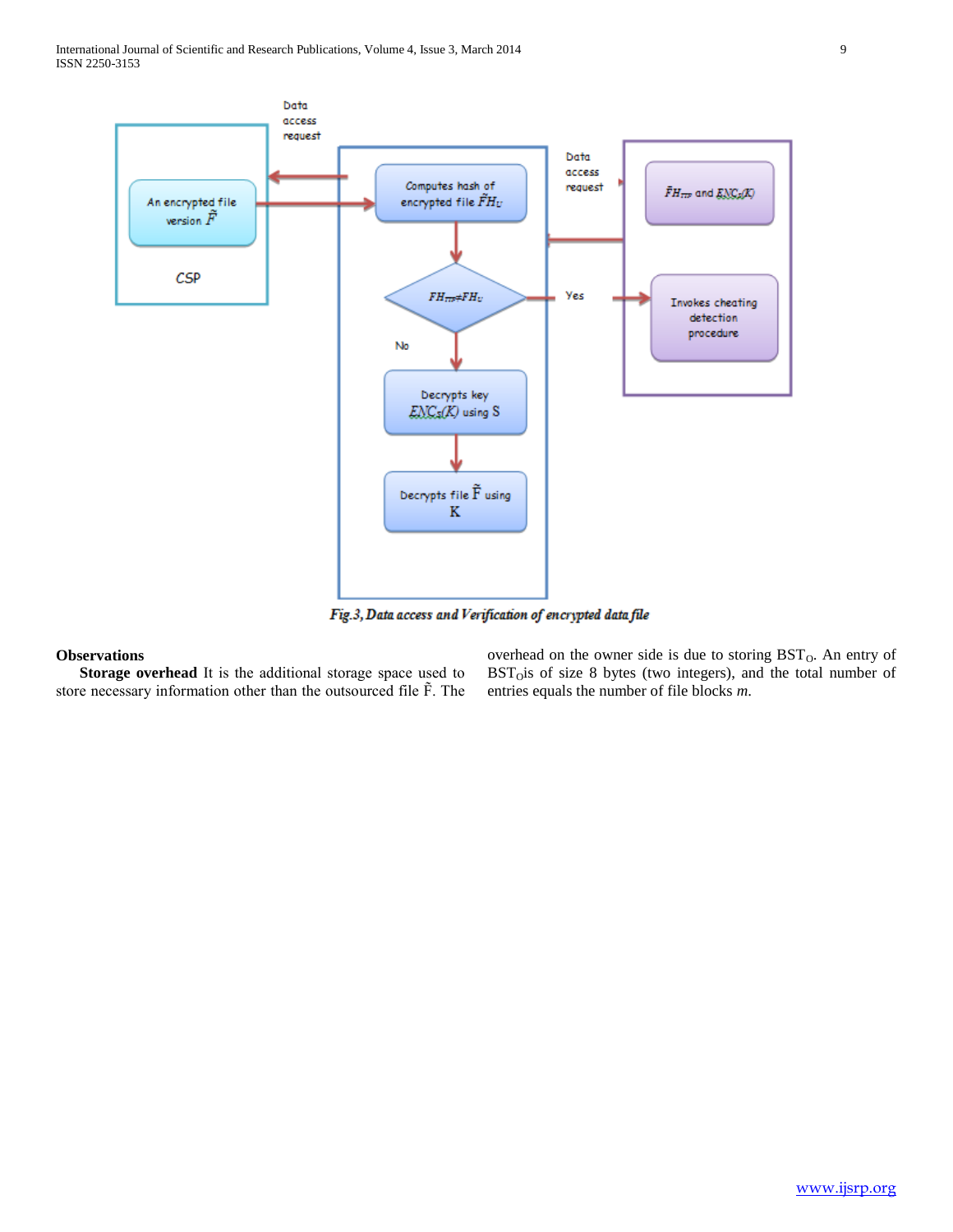Data access request

An encrypted file version $\tilde{F}$

CSP

Computes hash of encrypted file $\tilde{F}H_U$

$FH_{TTP} \neq FH_U$

Yes

No

Decrypts key $ENC_S(K)$ using S

Decrypts file $\tilde{F}$ using K

Data access request

$\tilde{F}H_{TTP}$ and $ENC_S(K)$

Invokes cheating detection procedure

*Fig.3, Data access and Verification of encrypted data file*

**Observations**

**Storage overhead** It is the additional storage space used to store necessary information other than the outsourced file $\tilde{F}$. The overhead on the owner side is due to storing $BST_O$. An entry of $BST_O$ is of size 8 bytes (two integers), and the total number of entries equals the number of file blocks *m*.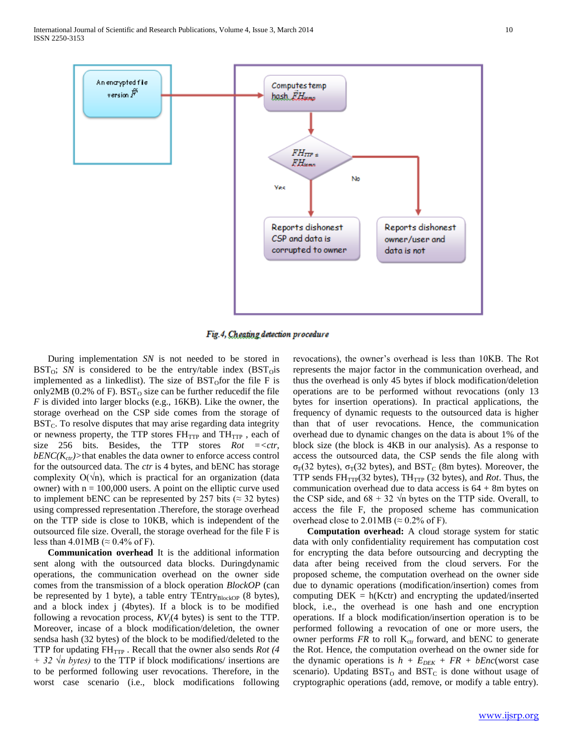An encrypted file version $\tilde{F}$

Computes temp hash $\tilde{FH}_{temp}$

$FH_{TTP} = FH_{temp}$

Yes

No

Reports dishonest CSP and data is corrupted to owner

Reports dishonest owner/user and data is not

*Fig.4, Cheating detection procedure*

During implementation *SN* is not needed to be stored in $BST_O$; *SN* is considered to be the entry/table index ($BST_O$is implemented as a linkedlist). The size of $BST_O$for the file F is only2MB (0.2% of F). $BST_O$ size can be further reducedif the file *F* is divided into larger blocks (e.g., 16KB). Like the owner, the storage overhead on the CSP side comes from the storage of $BST_C$. To resolve disputes that may arise regarding data integrity or newness property, the TTP stores $FH_{TTP}$ and $TH_{TTP}$ , each of size 256 bits. Besides, the TTP stores *Rot* $= <ctr, bENC(K_{ctr})>$that enables the data owner to enforce access control for the outsourced data. The *ctr* is 4 bytes, and bENC has storage complexity $O(\sqrt{n})$, which is practical for an organization (data owner) with n = 100,000 users. A point on the elliptic curve used to implement bENC can be represented by 257 bits (≈ 32 bytes) using compressed representation .Therefore, the storage overhead on the TTP side is close to 10KB, which is independent of the outsourced file size. Overall, the storage overhead for the file F is less than 4.01MB (≈ 0.4% of F).

**Communication overhead** It is the additional information sent along with the outsourced data blocks. Duringdynamic operations, the communication overhead on the owner side comes from the transmission of a block operation *BlockOP* (can be represented by 1 byte), a table entry $TEntry_{BlockOP}$ (8 bytes), and a block index j (4bytes). If a block is to be modified following a revocation process, $KV_j$(4 bytes) is sent to the TTP. Moreover, incase of a block modification/deletion, the owner sendsa hash (32 bytes) of the block to be modified/deleted to the TTP for updating $FH_{TTP}$ . Recall that the owner also sends *Rot (4 + 32* $\sqrt{n}$ *bytes)* to the TTP if block modifications/ insertions are to be performed following user revocations. Therefore, in the worst case scenario (i.e., block modifications following revocations), the owner's overhead is less than 10KB. The Rot represents the major factor in the communication overhead, and thus the overhead is only 45 bytes if block modification/deletion operations are to be performed without revocations (only 13 bytes for insertion operations). In practical applications, the frequency of dynamic requests to the outsourced data is higher than that of user revocations. Hence, the communication overhead due to dynamic changes on the data is about 1% of the block size (the block is 4KB in our analysis). As a response to access the outsourced data, the CSP sends the file along with $\sigma_F$(32 bytes), $\sigma_T$(32 bytes), and $BST_C$ (8m bytes). Moreover, the TTP sends $FH_{TTP}$(32 bytes), $TH_{TTP}$ (32 bytes), and *Rot*. Thus, the communication overhead due to data access is 64 + 8m bytes on the CSP side, and 68 + 32 $\sqrt{n}$ bytes on the TTP side. Overall, to access the file F, the proposed scheme has communication overhead close to 2.01MB (≈ 0.2% of F).

**Computation overhead:** A cloud storage system for static data with only confidentiality requirement has computation cost for encrypting the data before outsourcing and decrypting the data after being received from the cloud servers. For the proposed scheme, the computation overhead on the owner side due to dynamic operations (modification/insertion) comes from computing DEK = h(Kctr) and encrypting the updated/inserted block, i.e., the overhead is one hash and one encryption operations. If a block modification/insertion operation is to be performed following a revocation of one or more users, the owner performs *FR* to roll $K_{ctr}$ forward, and bENC to generate the Rot. Hence, the computation overhead on the owner side for the dynamic operations is $h + E_{DEK} + FR + bEnc$(worst case scenario). Updating $BST_O$ and $BST_C$ is done without usage of cryptographic operations (add, remove, or modify a table entry).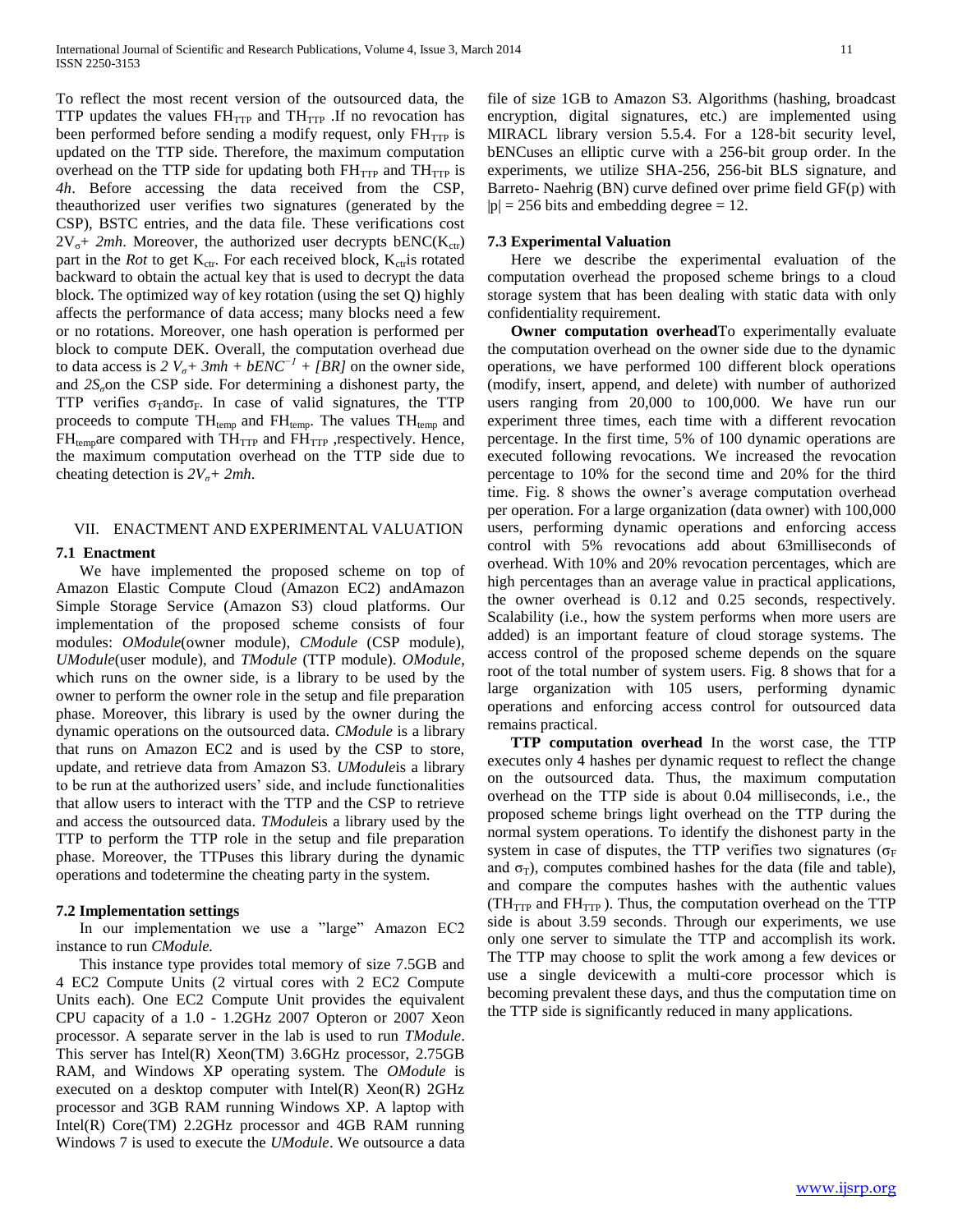To reflect the most recent version of the outsourced data, the TTP updates the values $FH_{TTP}$ and $TH_{TTP}$ .If no revocation has been performed before sending a modify request, only $FH_{TTP}$ is updated on the TTP side. Therefore, the maximum computation overhead on the TTP side for updating both $FH_{TTP}$ and $TH_{TTP}$ is *4h*. Before accessing the data received from the CSP, theauthorized user verifies two signatures (generated by the CSP), BSTC entries, and the data file. These verifications cost $2V_{\sigma}+ 2mh$. Moreover, the authorized user decrypts $bENC(K_{ctr})$ part in the *Rot* to get $K_{ctr}$. For each received block, $K_{ctr}$is rotated backward to obtain the actual key that is used to decrypt the data block. The optimized way of key rotation (using the set Q) highly affects the performance of data access; many blocks need a few or no rotations. Moreover, one hash operation is performed per block to compute DEK. Overall, the computation overhead due to data access is $2 V_{\sigma}+ 3mh + bENC^{-1} + [BR]$ on the owner side, and $2S_{\sigma}$on the CSP side. For determining a dishonest party, the TTP verifies $\sigma_T$and$\sigma_F$. In case of valid signatures, the TTP proceeds to compute $TH_{temp}$ and $FH_{temp}$. The values $TH_{temp}$ and $FH_{temp}$are compared with $TH_{TTP}$ and $FH_{TTP}$ ,respectively. Hence, the maximum computation overhead on the TTP side due to cheating detection is $2V_{\sigma}+ 2mh$.

## VII. ENACTMENT AND EXPERIMENTAL VALUATION

### 7.1 Enactment

We have implemented the proposed scheme on top of Amazon Elastic Compute Cloud (Amazon EC2) andAmazon Simple Storage Service (Amazon S3) cloud platforms. Our implementation of the proposed scheme consists of four modules: *OModule*(owner module), *CModule* (CSP module), *UModule*(user module), and *TModule* (TTP module). *OModule*, which runs on the owner side, is a library to be used by the owner to perform the owner role in the setup and file preparation phase. Moreover, this library is used by the owner during the dynamic operations on the outsourced data. *CModule* is a library that runs on Amazon EC2 and is used by the CSP to store, update, and retrieve data from Amazon S3. *UModule*is a library to be run at the authorized users' side, and include functionalities that allow users to interact with the TTP and the CSP to retrieve and access the outsourced data. *TModule*is a library used by the TTP to perform the TTP role in the setup and file preparation phase. Moreover, the TTPuses this library during the dynamic operations and todetermine the cheating party in the system.

### 7.2 Implementation settings

In our implementation we use a "large" Amazon EC2 instance to run *CModule.*

This instance type provides total memory of size 7.5GB and 4 EC2 Compute Units (2 virtual cores with 2 EC2 Compute Units each). One EC2 Compute Unit provides the equivalent CPU capacity of a 1.0 - 1.2GHz 2007 Opteron or 2007 Xeon processor. A separate server in the lab is used to run *TModule*. This server has Intel(R) Xeon(TM) 3.6GHz processor, 2.75GB RAM, and Windows XP operating system. The *OModule* is executed on a desktop computer with Intel(R) Xeon(R) 2GHz processor and 3GB RAM running Windows XP. A laptop with Intel(R) Core(TM) 2.2GHz processor and 4GB RAM running Windows 7 is used to execute the *UModule*. We outsource a data file of size 1GB to Amazon S3. Algorithms (hashing, broadcast encryption, digital signatures, etc.) are implemented using MIRACL library version 5.5.4. For a 128-bit security level, bENCuses an elliptic curve with a 256-bit group order. In the experiments, we utilize SHA-256, 256-bit BLS signature, and Barreto- Naehrig (BN) curve defined over prime field GF(p) with $|p| = 256$ bits and embedding degree = 12.

### 7.3 Experimental Valuation

Here we describe the experimental evaluation of the computation overhead the proposed scheme brings to a cloud storage system that has been dealing with static data with only confidentiality requirement.

**Owner computation overhead**To experimentally evaluate the computation overhead on the owner side due to the dynamic operations, we have performed 100 different block operations (modify, insert, append, and delete) with number of authorized users ranging from 20,000 to 100,000. We have run our experiment three times, each time with a different revocation percentage. In the first time, 5% of 100 dynamic operations are executed following revocations. We increased the revocation percentage to 10% for the second time and 20% for the third time. Fig. 8 shows the owner's average computation overhead per operation. For a large organization (data owner) with 100,000 users, performing dynamic operations and enforcing access control with 5% revocations add about 63milliseconds of overhead. With 10% and 20% revocation percentages, which are high percentages than an average value in practical applications, the owner overhead is 0.12 and 0.25 seconds, respectively. Scalability (i.e., how the system performs when more users are added) is an important feature of cloud storage systems. The access control of the proposed scheme depends on the square root of the total number of system users. Fig. 8 shows that for a large organization with 105 users, performing dynamic operations and enforcing access control for outsourced data remains practical.

**TTP computation overhead** In the worst case, the TTP executes only 4 hashes per dynamic request to reflect the change on the outsourced data. Thus, the maximum computation overhead on the TTP side is about 0.04 milliseconds, i.e., the proposed scheme brings light overhead on the TTP during the normal system operations. To identify the dishonest party in the system in case of disputes, the TTP verifies two signatures ($\sigma_F$ and $\sigma_T$), computes combined hashes for the data (file and table), and compare the computes hashes with the authentic values ($TH_{TTP}$ and $FH_{TTP}$ ). Thus, the computation overhead on the TTP side is about 3.59 seconds. Through our experiments, we use only one server to simulate the TTP and accomplish its work. The TTP may choose to split the work among a few devices or use a single devicewith a multi-core processor which is becoming prevalent these days, and thus the computation time on the TTP side is significantly reduced in many applications.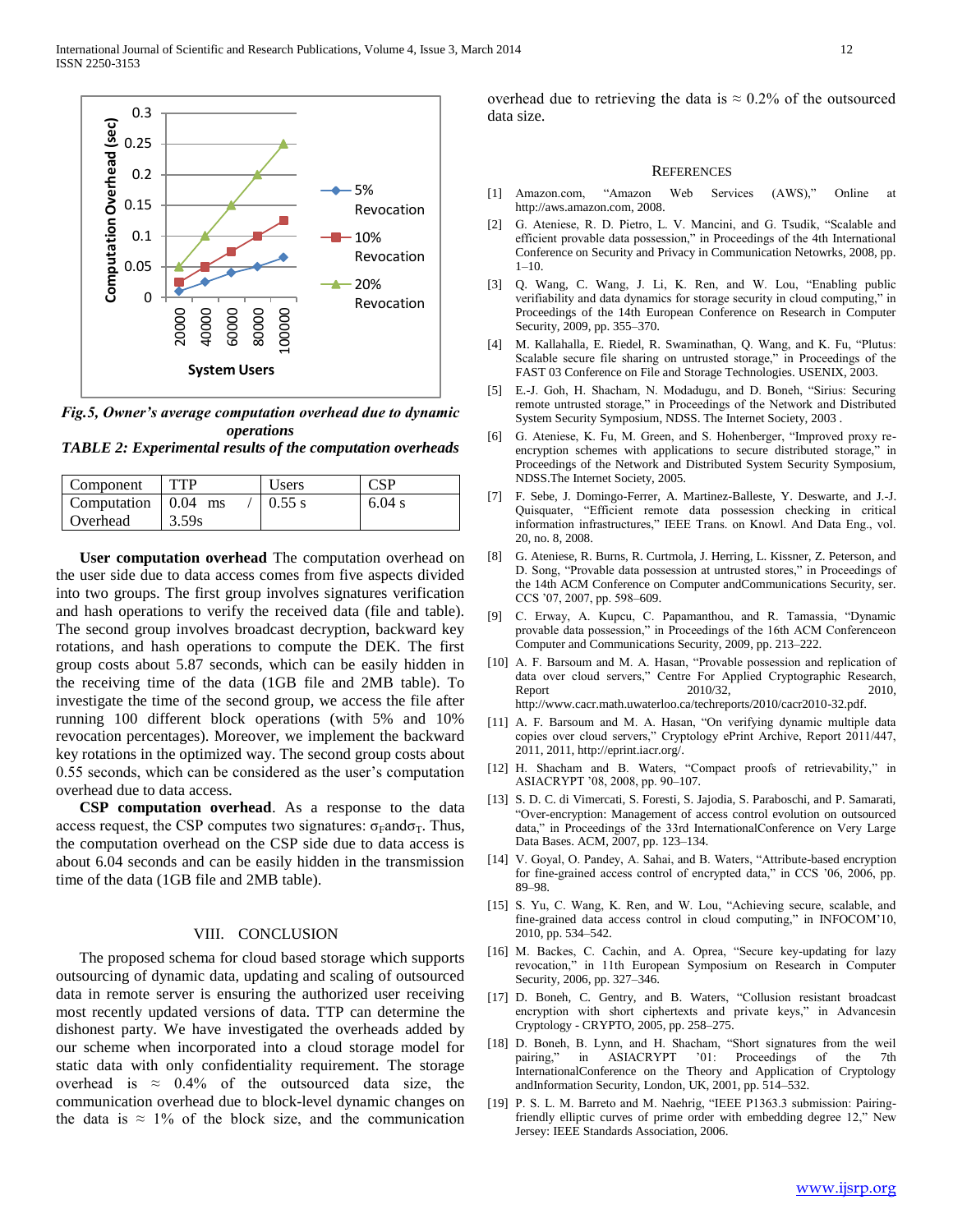0.3
0.25
0.2
0.15
0.1
0.05
0
Computation Overhead (sec)
20000
40000
60000
80000
100000
System Users
5% Revocation
10% Revocation
20% Revocation

*Fig.5, Owner's average computation overhead due to dynamic operations*

*TABLE 2: Experimental results of the computation overheads*

| Component | TTP | Users | CSP |
|---|---|---|---|
| Computation Overhead | 0.04 ms / 3.59s | 0.55 s | 6.04 s |

**User computation overhead** The computation overhead on the user side due to data access comes from five aspects divided into two groups. The first group involves signatures verification and hash operations to verify the received data (file and table). The second group involves broadcast decryption, backward key rotations, and hash operations to compute the DEK. The first group costs about 5.87 seconds, which can be easily hidden in the receiving time of the data (1GB file and 2MB table). To investigate the time of the second group, we access the file after running 100 different block operations (with 5% and 10% revocation percentages). Moreover, we implement the backward key rotations in the optimized way. The second group costs about 0.55 seconds, which can be considered as the user's computation overhead due to data access.

**CSP computation overhead**. As a response to the data access request, the CSP computes two signatures: $\sigma_F$and$\sigma_T$. Thus, the computation overhead on the CSP side due to data access is about 6.04 seconds and can be easily hidden in the transmission time of the data (1GB file and 2MB table).

## VIII. CONCLUSION

The proposed schema for cloud based storage which supports outsourcing of dynamic data, updating and scaling of outsourced data in remote server is ensuring the authorized user receiving most recently updated versions of data. TTP can determine the dishonest party. We have investigated the overheads added by our scheme when incorporated into a cloud storage model for static data with only confidentiality requirement. The storage overhead is ≈ 0.4% of the outsourced data size, the communication overhead due to block-level dynamic changes on the data is ≈ 1% of the block size, and the communication overhead due to retrieving the data is ≈ 0.2% of the outsourced data size.

## REFERENCES

[1] Amazon.com, "Amazon Web Services (AWS)," Online at http://aws.amazon.com, 2008.

[2] G. Ateniese, R. D. Pietro, L. V. Mancini, and G. Tsudik, "Scalable and efficient provable data possession," in Proceedings of the 4th International Conference on Security and Privacy in Communication Netowrks, 2008, pp. 1–10.

[3] Q. Wang, C. Wang, J. Li, K. Ren, and W. Lou, "Enabling public verifiability and data dynamics for storage security in cloud computing," in Proceedings of the 14th European Conference on Research in Computer Security, 2009, pp. 355–370.

[4] M. Kallahalla, E. Riedel, R. Swaminathan, Q. Wang, and K. Fu, "Plutus: Scalable secure file sharing on untrusted storage," in Proceedings of the FAST 03 Conference on File and Storage Technologies. USENIX, 2003.

[5] E.-J. Goh, H. Shacham, N. Modadugu, and D. Boneh, "Sirius: Securing remote untrusted storage," in Proceedings of the Network and Distributed System Security Symposium, NDSS. The Internet Society, 2003 .

[6] G. Ateniese, K. Fu, M. Green, and S. Hohenberger, "Improved proxy re-encryption schemes with applications to secure distributed storage," in Proceedings of the Network and Distributed System Security Symposium, NDSS.The Internet Society, 2005.

[7] F. Sebe, J. Domingo-Ferrer, A. Martinez-Balleste, Y. Deswarte, and J.-J. Quisquater, "Efficient remote data possession checking in critical information infrastructures," IEEE Trans. on Knowl. And Data Eng., vol. 20, no. 8, 2008.

[8] G. Ateniese, R. Burns, R. Curtmola, J. Herring, L. Kissner, Z. Peterson, and D. Song, "Provable data possession at untrusted stores," in Proceedings of the 14th ACM Conference on Computer andCommunications Security, ser. CCS '07, 2007, pp. 598–609.

[9] C. Erway, A. Kupcu, C. Papamanthou, and R. Tamassia, "Dynamic provable data possession," in Proceedings of the 16th ACM Conferenceon Computer and Communications Security, 2009, pp. 213–222.

[10] A. F. Barsoum and M. A. Hasan, "Provable possession and replication of data over cloud servers," Centre For Applied Cryptographic Research, Report 2010/32, 2010, http://www.cacr.math.uwaterloo.ca/techreports/2010/cacr2010-32.pdf.

[11] A. F. Barsoum and M. A. Hasan, "On verifying dynamic multiple data copies over cloud servers," Cryptology ePrint Archive, Report 2011/447, 2011, 2011, http://eprint.iacr.org/.

[12] H. Shacham and B. Waters, "Compact proofs of retrievability," in ASIACRYPT '08, 2008, pp. 90–107.

[13] S. D. C. di Vimercati, S. Foresti, S. Jajodia, S. Paraboschi, and P. Samarati, "Over-encryption: Management of access control evolution on outsourced data," in Proceedings of the 33rd InternationalConference on Very Large Data Bases. ACM, 2007, pp. 123–134.

[14] V. Goyal, O. Pandey, A. Sahai, and B. Waters, "Attribute-based encryption for fine-grained access control of encrypted data," in CCS '06, 2006, pp. 89–98.

[15] S. Yu, C. Wang, K. Ren, and W. Lou, "Achieving secure, scalable, and fine-grained data access control in cloud computing," in INFOCOM'10, 2010, pp. 534–542.

[16] M. Backes, C. Cachin, and A. Oprea, "Secure key-updating for lazy revocation," in 11th European Symposium on Research in Computer Security, 2006, pp. 327–346.

[17] D. Boneh, C. Gentry, and B. Waters, "Collusion resistant broadcast encryption with short ciphertexts and private keys," in Advancesin Cryptology - CRYPTO, 2005, pp. 258–275.

[18] D. Boneh, B. Lynn, and H. Shacham, "Short signatures from the weil pairing," in ASIACRYPT '01: Proceedings of the 7th InternationalConference on the Theory and Application of Cryptology andInformation Security, London, UK, 2001, pp. 514–532.

[19] P. S. L. M. Barreto and M. Naehrig, "IEEE P1363.3 submission: Pairing-friendly elliptic curves of prime order with embedding degree 12," New Jersey: IEEE Standards Association, 2006.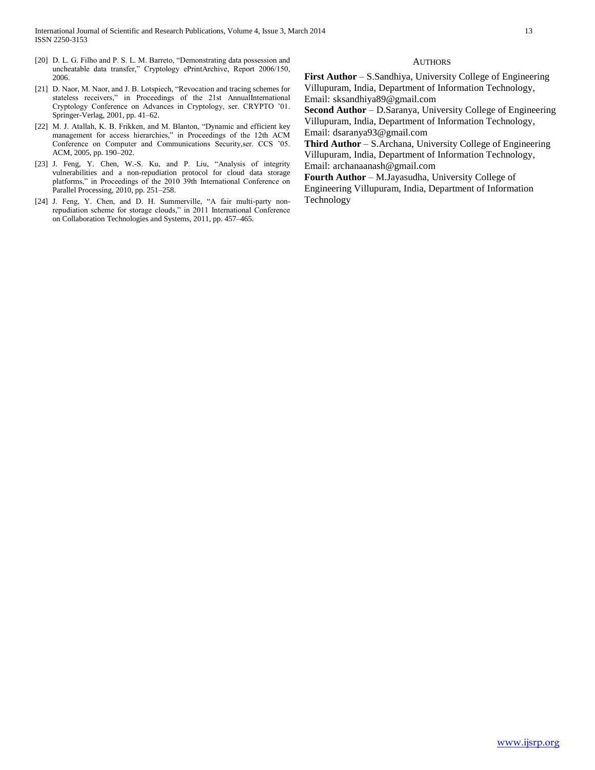[20] D. L. G. Filho and P. S. L. M. Barreto, "Demonstrating data possession and uncheatable data transfer," Cryptology ePrintArchive, Report 2006/150, 2006.

[21] D. Naor, M. Naor, and J. B. Lotspiech, "Revocation and tracing schemes for stateless receivers," in Proceedings of the 21st AnnualInternational Cryptology Conference on Advances in Cryptology, ser. CRYPTO '01. Springer-Verlag, 2001, pp. 41–62.

[22] M. J. Atallah, K. B. Frikken, and M. Blanton, "Dynamic and efficient key management for access hierarchies," in Proceedings of the 12th ACM Conference on Computer and Communications Security,ser. CCS '05. ACM, 2005, pp. 190–202.

[23] J. Feng, Y. Chen, W.-S. Ku, and P. Liu, "Analysis of integrity vulnerabilities and a non-repudiation protocol for cloud data storage platforms," in Proceedings of the 2010 39th International Conference on Parallel Processing, 2010, pp. 251–258.

[24] J. Feng, Y. Chen, and D. H. Summerville, "A fair multi-party non-repudiation scheme for storage clouds," in 2011 International Conference on Collaboration Technologies and Systems, 2011, pp. 457–465.

## AUTHORS

**First Author** – S.Sandhiya, University College of Engineering Villupuram, India, Department of Information Technology, Email: sksandhiya89@gmail.com

**Second Author** – D.Saranya, University College of Engineering Villupuram, India, Department of Information Technology, Email: dsaranya93@gmail.com

**Third Author** – S.Archana, University College of Engineering Villupuram, India, Department of Information Technology, Email: archanaanash@gmail.com

**Fourth Author** – M.Jayasudha, University College of Engineering Villupuram, India, Department of Information Technology